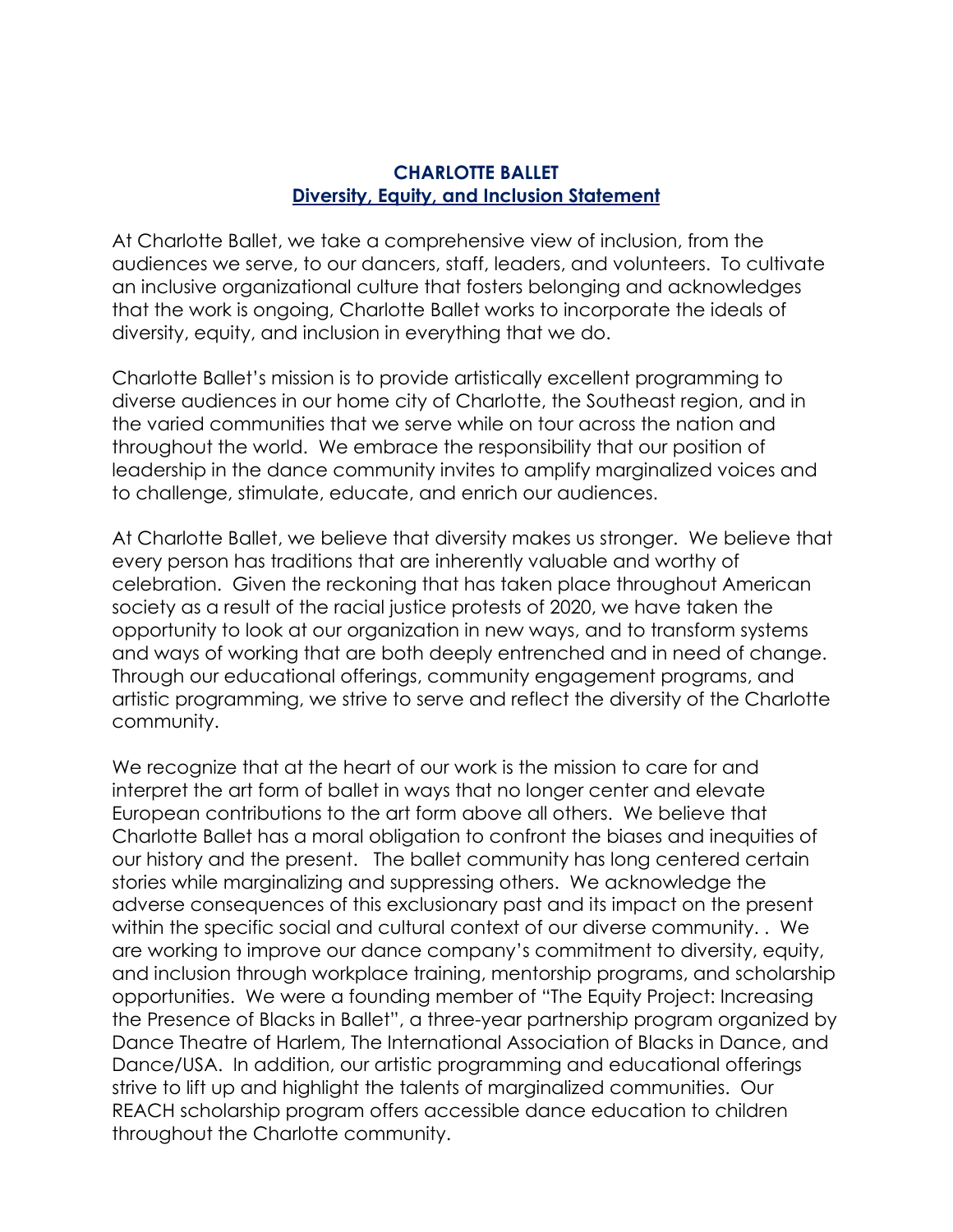# CHARLOTTE BALLET

## Diversity, Equity, and Inclusion Statement

At Charlotte Ballet, we take a comprehensive view of inclusion, from the audiences we serve, to our dancers, staff, leaders, and volunteers. To cultivate an inclusive organizational culture that fosters belonging and acknowledges that the work is ongoing, Charlotte Ballet works to incorporate the ideals of diversity, equity, and inclusion in everything that we do.

Charlotte Ballet's mission is to provide artistically excellent programming to diverse audiences in our home city of Charlotte, the Southeast region, and in the varied communities that we serve while on tour across the nation and throughout the world. We embrace the responsibility that our position of leadership in the dance community invites to amplify marginalized voices and to challenge, stimulate, educate, and enrich our audiences.

At Charlotte Ballet, we believe that diversity makes us stronger. We believe that every person has traditions that are inherently valuable and worthy of celebration. Given the reckoning that has taken place throughout American society as a result of the racial justice protests of 2020, we have taken the opportunity to look at our organization in new ways, and to transform systems and ways of working that are both deeply entrenched and in need of change. Through our educational offerings, community engagement programs, and artistic programming, we strive to serve and reflect the diversity of the Charlotte community.

We recognize that at the heart of our work is the mission to care for and interpret the art form of ballet in ways that no longer center and elevate European contributions to the art form above all others. We believe that Charlotte Ballet has a moral obligation to confront the biases and inequities of our history and the present. The ballet community has long centered certain stories while marginalizing and suppressing others. We acknowledge the adverse consequences of this exclusionary past and its impact on the present within the specific social and cultural context of our diverse community. . We are working to improve our dance company's commitment to diversity, equity, and inclusion through workplace training, mentorship programs, and scholarship opportunities. We were a founding member of "The Equity Project: Increasing the Presence of Blacks in Ballet", a three-year partnership program organized by Dance Theatre of Harlem, The International Association of Blacks in Dance, and Dance/USA. In addition, our artistic programming and educational offerings strive to lift up and highlight the talents of marginalized communities. Our REACH scholarship program offers accessible dance education to children throughout the Charlotte community.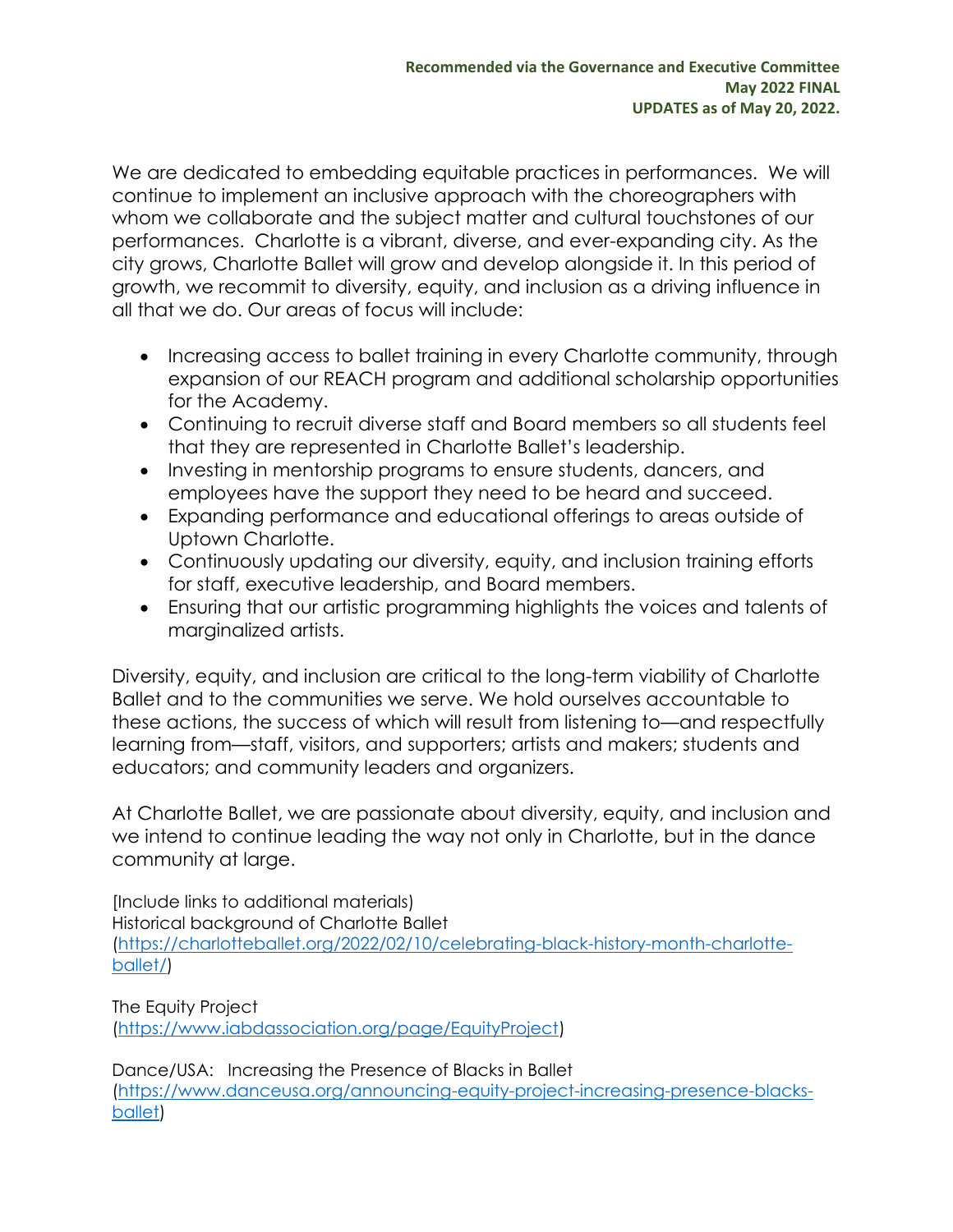**Recommended via the Governance and Executive Committee**
**May 2022 FINAL**
**UPDATES as of May 20, 2022.**

We are dedicated to embedding equitable practices in performances. We will continue to implement an inclusive approach with the choreographers with whom we collaborate and the subject matter and cultural touchstones of our performances. Charlotte is a vibrant, diverse, and ever-expanding city. As the city grows, Charlotte Ballet will grow and develop alongside it. In this period of growth, we recommit to diversity, equity, and inclusion as a driving influence in all that we do. Our areas of focus will include:

- Increasing access to ballet training in every Charlotte community, through expansion of our REACH program and additional scholarship opportunities for the Academy.
- Continuing to recruit diverse staff and Board members so all students feel that they are represented in Charlotte Ballet's leadership.
- Investing in mentorship programs to ensure students, dancers, and employees have the support they need to be heard and succeed.
- Expanding performance and educational offerings to areas outside of Uptown Charlotte.
- Continuously updating our diversity, equity, and inclusion training efforts for staff, executive leadership, and Board members.
- Ensuring that our artistic programming highlights the voices and talents of marginalized artists.

Diversity, equity, and inclusion are critical to the long-term viability of Charlotte Ballet and to the communities we serve. We hold ourselves accountable to these actions, the success of which will result from listening to—and respectfully learning from—staff, visitors, and supporters; artists and makers; students and educators; and community leaders and organizers.

At Charlotte Ballet, we are passionate about diversity, equity, and inclusion and we intend to continue leading the way not only in Charlotte, but in the dance community at large.

[Include links to additional materials)
Historical background of Charlotte Ballet
(https://charlotteballet.org/2022/02/10/celebrating-black-history-month-charlotte-ballet/)

The Equity Project
(https://www.iabdassociation.org/page/EquityProject)

Dance/USA: Increasing the Presence of Blacks in Ballet
(https://www.danceusa.org/announcing-equity-project-increasing-presence-blacks-ballet)